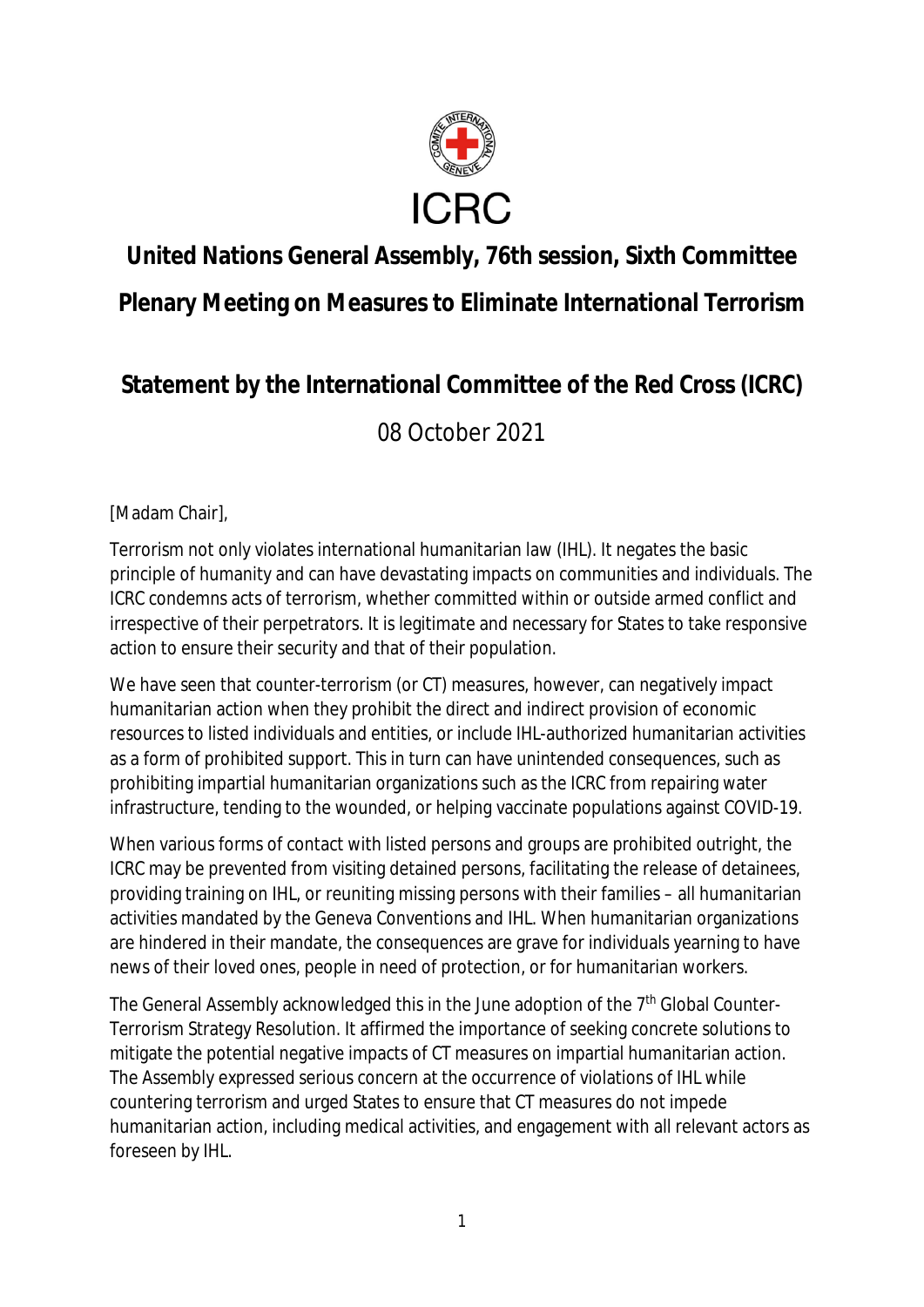ICRC

# United Nations General Assembly, 76th session, Sixth Committee

# Plenary Meeting on Measures to Eliminate International Terrorism

## Statement by the International Committee of the Red Cross (ICRC)

08 October 2021

[Madam Chair],

Terrorism not only violates international humanitarian law (IHL). It negates the basic principle of humanity and can have devastating impacts on communities and individuals. The ICRC condemns acts of terrorism, whether committed within or outside armed conflict and irrespective of their perpetrators. It is legitimate and necessary for States to take responsive action to ensure their security and that of their population.

We have seen that counter-terrorism (or CT) measures, however, can negatively impact humanitarian action when they prohibit the direct and indirect provision of economic resources to listed individuals and entities, or include IHL-authorized humanitarian activities as a form of prohibited support. This in turn can have unintended consequences, such as prohibiting impartial humanitarian organizations such as the ICRC from repairing water infrastructure, tending to the wounded, or helping vaccinate populations against COVID-19.

When various forms of contact with listed persons and groups are prohibited outright, the ICRC may be prevented from visiting detained persons, facilitating the release of detainees, providing training on IHL, or reuniting missing persons with their families – all humanitarian activities mandated by the Geneva Conventions and IHL. When humanitarian organizations are hindered in their mandate, the consequences are grave for individuals yearning to have news of their loved ones, people in need of protection, or for humanitarian workers.

The General Assembly acknowledged this in the June adoption of the 7th Global Counter-Terrorism Strategy Resolution. It affirmed the importance of seeking concrete solutions to mitigate the potential negative impacts of CT measures on impartial humanitarian action. The Assembly expressed serious concern at the occurrence of violations of IHL while countering terrorism and urged States to ensure that CT measures do not impede humanitarian action, including medical activities, and engagement with all relevant actors as foreseen by IHL.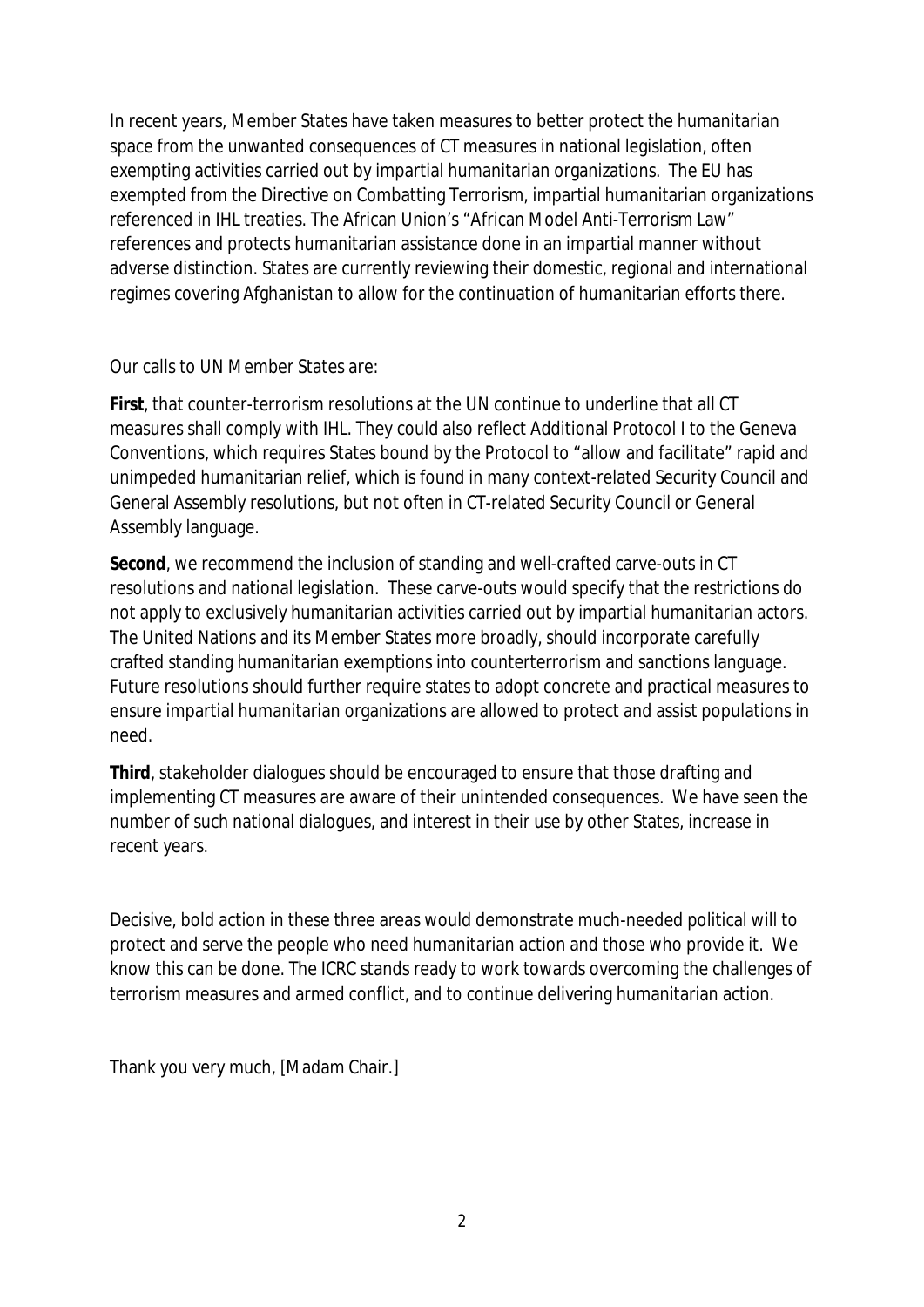In recent years, Member States have taken measures to better protect the humanitarian space from the unwanted consequences of CT measures in national legislation, often exempting activities carried out by impartial humanitarian organizations. The EU has exempted from the Directive on Combatting Terrorism, impartial humanitarian organizations referenced in IHL treaties. The African Union's "African Model Anti-Terrorism Law" references and protects humanitarian assistance done in an impartial manner without adverse distinction. States are currently reviewing their domestic, regional and international regimes covering Afghanistan to allow for the continuation of humanitarian efforts there.

Our calls to UN Member States are:

**First**, that counter-terrorism resolutions at the UN continue to underline that all CT measures shall comply with IHL. They could also reflect Additional Protocol I to the Geneva Conventions, which requires States bound by the Protocol to "allow and facilitate" rapid and unimpeded humanitarian relief, which is found in many context-related Security Council and General Assembly resolutions, but not often in CT-related Security Council or General Assembly language.

**Second**, we recommend the inclusion of standing and well-crafted carve-outs in CT resolutions and national legislation. These carve-outs would specify that the restrictions do not apply to exclusively humanitarian activities carried out by impartial humanitarian actors. The United Nations and its Member States more broadly, should incorporate carefully crafted standing humanitarian exemptions into counterterrorism and sanctions language. Future resolutions should further require states to adopt concrete and practical measures to ensure impartial humanitarian organizations are allowed to protect and assist populations in need.

**Third**, stakeholder dialogues should be encouraged to ensure that those drafting and implementing CT measures are aware of their unintended consequences. We have seen the number of such national dialogues, and interest in their use by other States, increase in recent years.

Decisive, bold action in these three areas would demonstrate much-needed political will to protect and serve the people who need humanitarian action and those who provide it. We know this can be done. The ICRC stands ready to work towards overcoming the challenges of terrorism measures and armed conflict, and to continue delivering humanitarian action.

Thank you very much, [Madam Chair.]